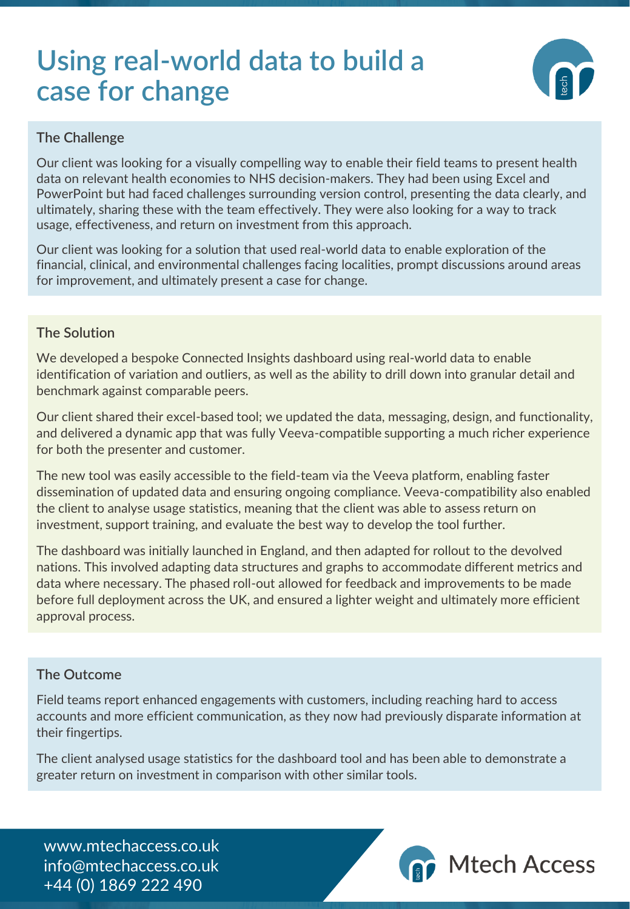# Using real-world data to build a case for change

## The Challenge

Our client was looking for a visually compelling way to enable their field teams to present health data on relevant health economies to NHS decision-makers. They had been using Excel and PowerPoint but had faced challenges surrounding version control, presenting the data clearly, and ultimately, sharing these with the team effectively. They were also looking for a way to track usage, effectiveness, and return on investment from this approach.

Our client was looking for a solution that used real-world data to enable exploration of the financial, clinical, and environmental challenges facing localities, prompt discussions around areas for improvement, and ultimately present a case for change.

## The Solution

We developed a bespoke Connected Insights dashboard using real-world data to enable identification of variation and outliers, as well as the ability to drill down into granular detail and benchmark against comparable peers.

Our client shared their excel-based tool; we updated the data, messaging, design, and functionality, and delivered a dynamic app that was fully Veeva-compatible supporting a much richer experience for both the presenter and customer.

The new tool was easily accessible to the field-team via the Veeva platform, enabling faster dissemination of updated data and ensuring ongoing compliance. Veeva-compatibility also enabled the client to analyse usage statistics, meaning that the client was able to assess return on investment, support training, and evaluate the best way to develop the tool further.

The dashboard was initially launched in England, and then adapted for rollout to the devolved nations. This involved adapting data structures and graphs to accommodate different metrics and data where necessary. The phased roll-out allowed for feedback and improvements to be made before full deployment across the UK, and ensured a lighter weight and ultimately more efficient approval process.

## The Outcome

Field teams report enhanced engagements with customers, including reaching hard to access accounts and more efficient communication, as they now had previously disparate information at their fingertips.

The client analysed usage statistics for the dashboard tool and has been able to demonstrate a greater return on investment in comparison with other similar tools.

www.mtechaccess.co.uk
info@mtechaccess.co.uk
+44 (0) 1869 222 490

Mtech Access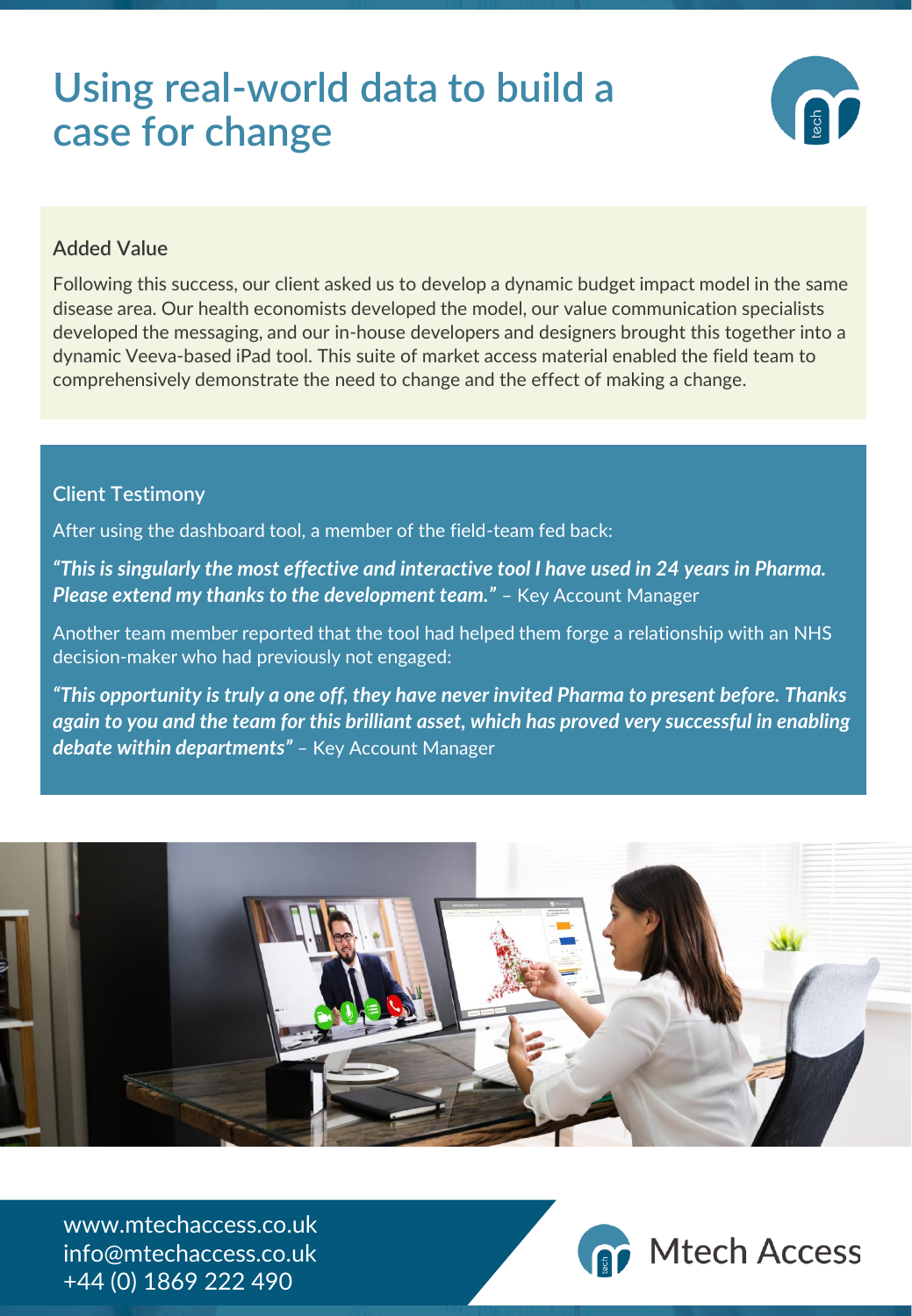# Using real-world data to build a case for change

## Added Value

Following this success, our client asked us to develop a dynamic budget impact model in the same disease area. Our health economists developed the model, our value communication specialists developed the messaging, and our in-house developers and designers brought this together into a dynamic Veeva-based iPad tool. This suite of market access material enabled the field team to comprehensively demonstrate the need to change and the effect of making a change.

## Client Testimony

After using the dashboard tool, a member of the field-team fed back:

***"This is singularly the most effective and interactive tool I have used in 24 years in Pharma. Please extend my thanks to the development team."*** – Key Account Manager

Another team member reported that the tool had helped them forge a relationship with an NHS decision-maker who had previously not engaged:

***"This opportunity is truly a one off, they have never invited Pharma to present before. Thanks again to you and the team for this brilliant asset, which has proved very successful in enabling debate within departments"*** – Key Account Manager

www.mtechaccess.co.uk
info@mtechaccess.co.uk
+44 (0) 1869 222 490

Mtech Access